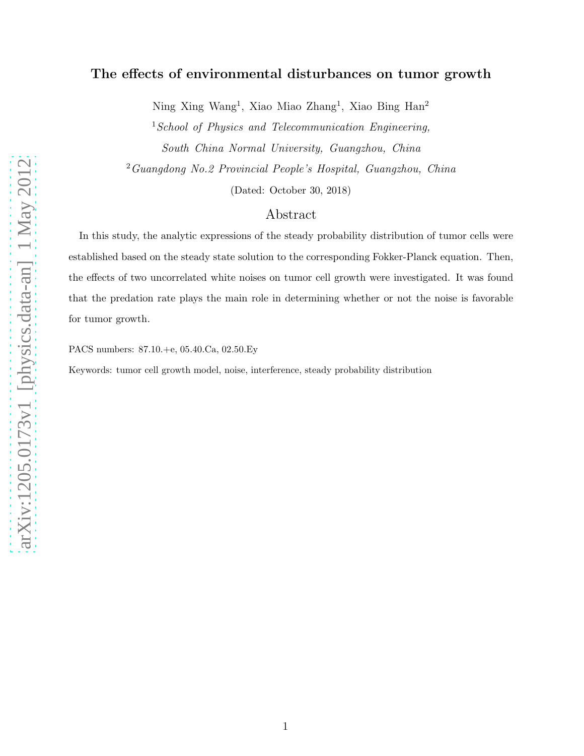# The effects of environmental disturbances on tumor growth

Ning Xing Wang[1], Xiao Miao Zhang[1], Xiao Bing Han[2]

[1]*School of Physics and Telecommunication Engineering, South China Normal University, Guangzhou, China*

[2]*Guangdong No.2 Provincial People's Hospital, Guangzhou, China*

(Dated: October 30, 2018)

## Abstract

In this study, the analytic expressions of the steady probability distribution of tumor cells were established based on the steady state solution to the corresponding Fokker-Planck equation. Then, the effects of two uncorrelated white noises on tumor cell growth were investigated. It was found that the predation rate plays the main role in determining whether or not the noise is favorable for tumor growth.

PACS numbers: 87.10.+e, 05.40.Ca, 02.50.Ey

Keywords: tumor cell growth model, noise, interference, steady probability distribution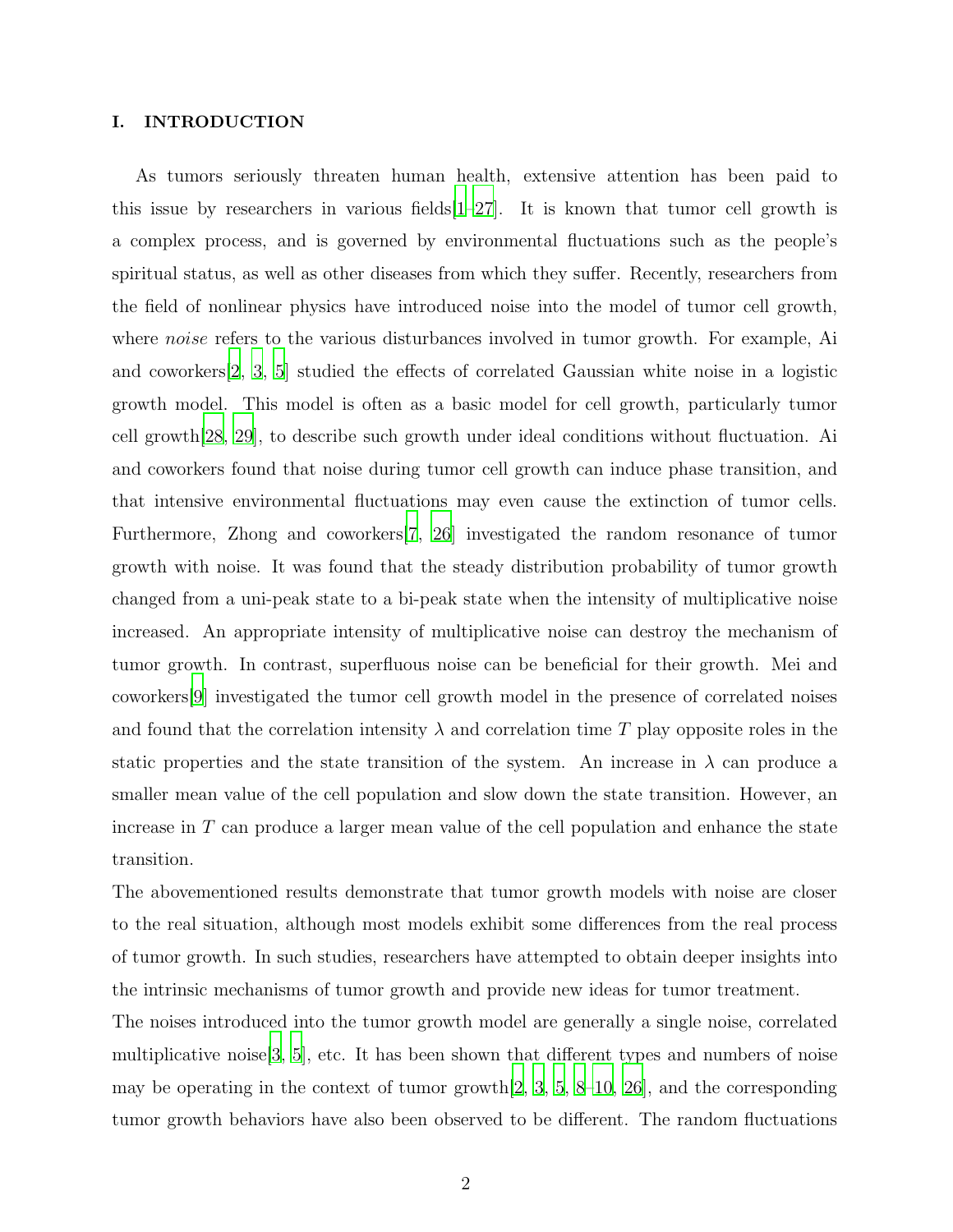## I. INTRODUCTION

As tumors seriously threaten human health, extensive attention has been paid to this issue by researchers in various fields[1–27]. It is known that tumor cell growth is a complex process, and is governed by environmental fluctuations such as the people's spiritual status, as well as other diseases from which they suffer. Recently, researchers from the field of nonlinear physics have introduced noise into the model of tumor cell growth, where *noise* refers to the various disturbances involved in tumor growth. For example, Ai and coworkers[2, 3, 5] studied the effects of correlated Gaussian white noise in a logistic growth model. This model is often as a basic model for cell growth, particularly tumor cell growth[28, 29], to describe such growth under ideal conditions without fluctuation. Ai and coworkers found that noise during tumor cell growth can induce phase transition, and that intensive environmental fluctuations may even cause the extinction of tumor cells. Furthermore, Zhong and coworkers[7, 26] investigated the random resonance of tumor growth with noise. It was found that the steady distribution probability of tumor growth changed from a uni-peak state to a bi-peak state when the intensity of multiplicative noise increased. An appropriate intensity of multiplicative noise can destroy the mechanism of tumor growth. In contrast, superfluous noise can be beneficial for their growth. Mei and coworkers[9] investigated the tumor cell growth model in the presence of correlated noises and found that the correlation intensity $\lambda$ and correlation time $T$ play opposite roles in the static properties and the state transition of the system. An increase in $\lambda$ can produce a smaller mean value of the cell population and slow down the state transition. However, an increase in $T$ can produce a larger mean value of the cell population and enhance the state transition.

The abovementioned results demonstrate that tumor growth models with noise are closer to the real situation, although most models exhibit some differences from the real process of tumor growth. In such studies, researchers have attempted to obtain deeper insights into the intrinsic mechanisms of tumor growth and provide new ideas for tumor treatment.

The noises introduced into the tumor growth model are generally a single noise, correlated multiplicative noise[3, 5], etc. It has been shown that different types and numbers of noise may be operating in the context of tumor growth[2, 3, 5, 8–10, 26], and the corresponding tumor growth behaviors have also been observed to be different. The random fluctuations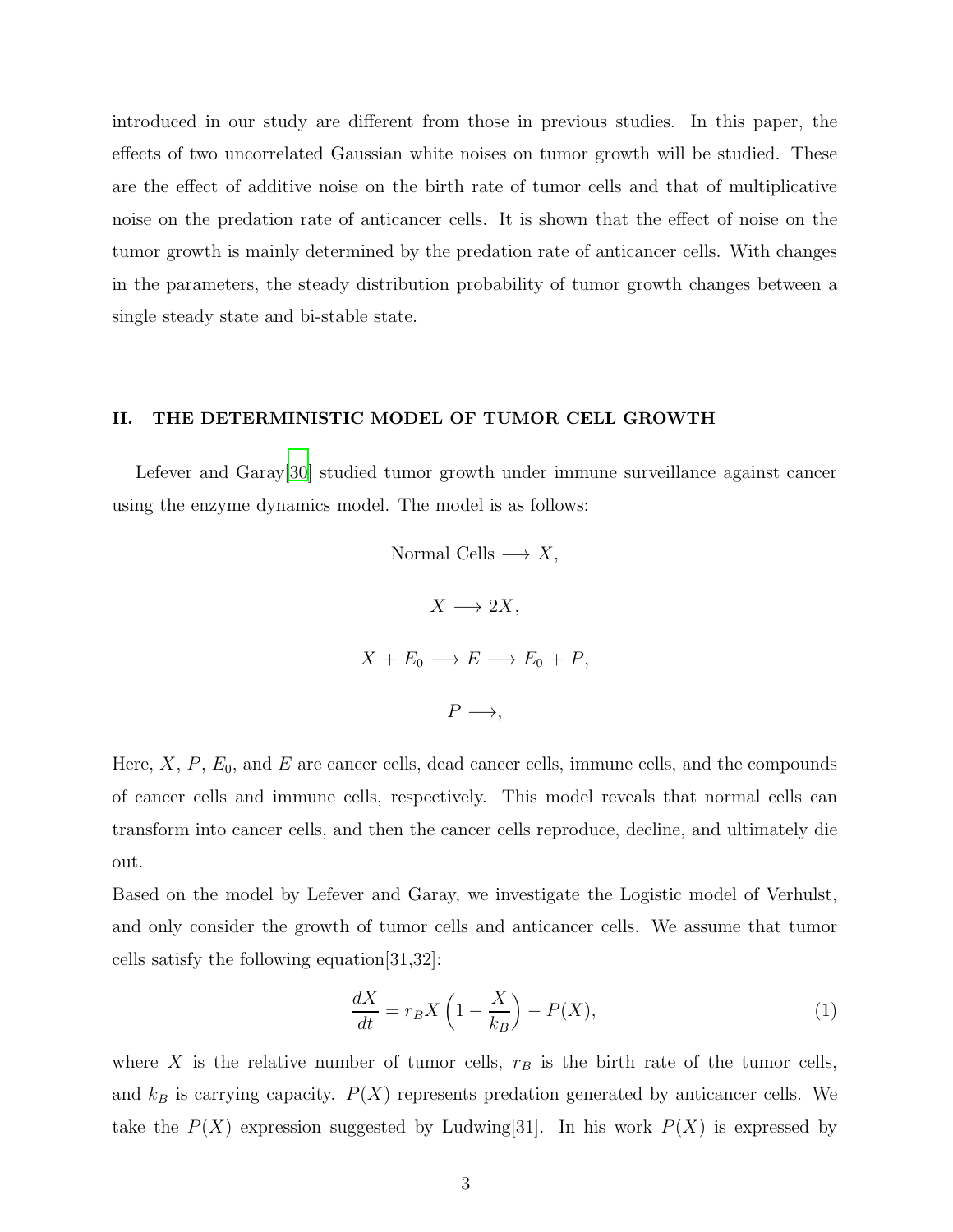introduced in our study are different from those in previous studies. In this paper, the effects of two uncorrelated Gaussian white noises on tumor growth will be studied. These are the effect of additive noise on the birth rate of tumor cells and that of multiplicative noise on the predation rate of anticancer cells. It is shown that the effect of noise on the tumor growth is mainly determined by the predation rate of anticancer cells. With changes in the parameters, the steady distribution probability of tumor growth changes between a single steady state and bi-stable state.

## II. THE DETERMINISTIC MODEL OF TUMOR CELL GROWTH

Lefever and Garay[30] studied tumor growth under immune surveillance against cancer using the enzyme dynamics model. The model is as follows:

$$\text{Normal Cells} \longrightarrow X,$$

$$X \longrightarrow 2X,$$

$$X + E_0 \longrightarrow E \longrightarrow E_0 + P,$$

$$P \longrightarrow,$$

Here, $X$, $P$, $E_0$, and $E$ are cancer cells, dead cancer cells, immune cells, and the compounds of cancer cells and immune cells, respectively. This model reveals that normal cells can transform into cancer cells, and then the cancer cells reproduce, decline, and ultimately die out.

Based on the model by Lefever and Garay, we investigate the Logistic model of Verhulst, and only consider the growth of tumor cells and anticancer cells. We assume that tumor cells satisfy the following equation[31,32]:

$$\frac{dX}{dt} = r_B X \left(1 - \frac{X}{k_B}\right) - P(X), \tag{1}$$

where $X$ is the relative number of tumor cells, $r_B$ is the birth rate of the tumor cells, and $k_B$ is carrying capacity. $P(X)$ represents predation generated by anticancer cells. We take the $P(X)$ expression suggested by Ludwing[31]. In his work $P(X)$ is expressed by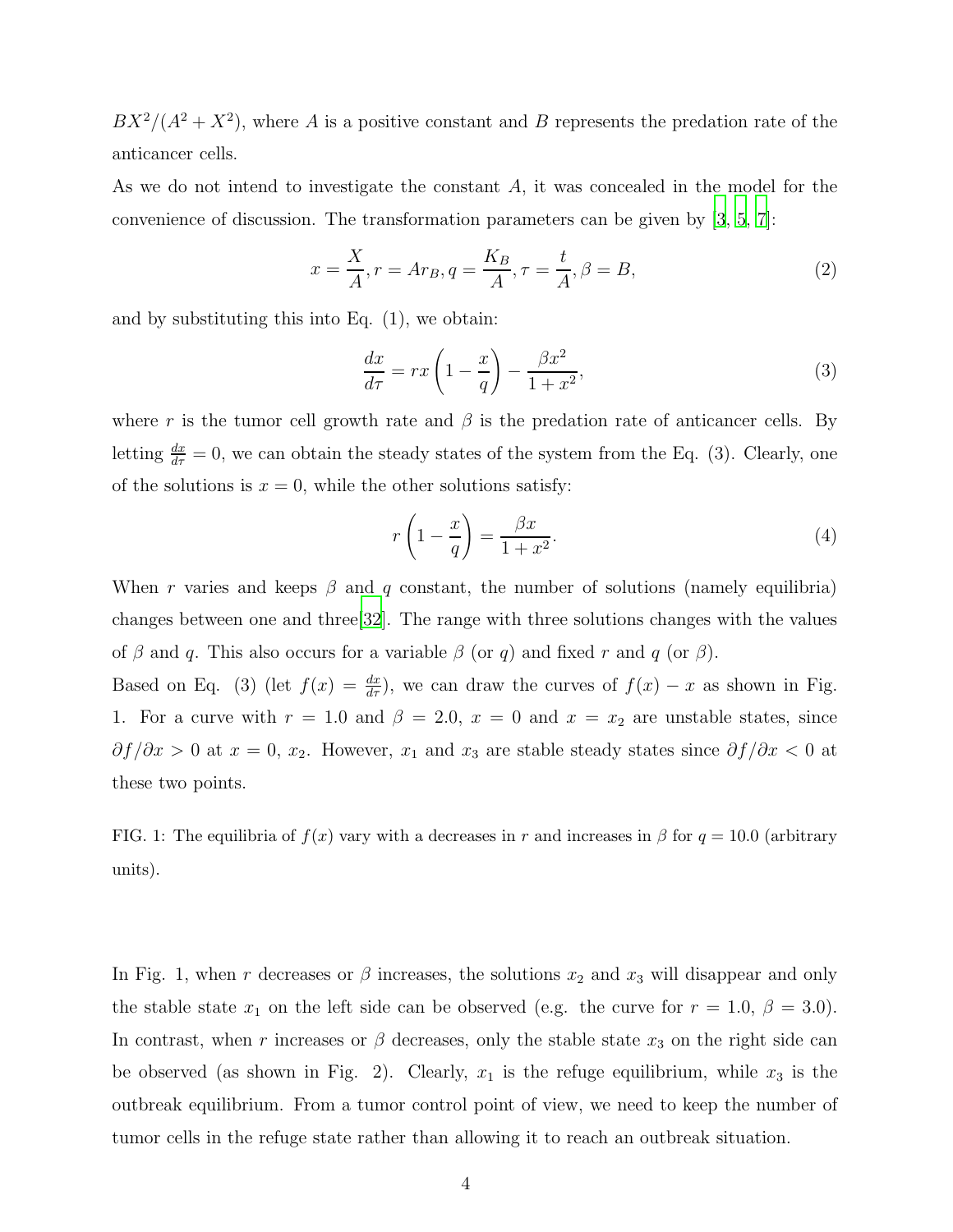$BX^2/(A^2 + X^2)$, where $A$ is a positive constant and $B$ represents the predation rate of the anticancer cells.

As we do not intend to investigate the constant $A$, it was concealed in the model for the convenience of discussion. The transformation parameters can be given by [3, 5, 7]:

$$x = \frac{X}{A}, r = Ar_B, q = \frac{K_B}{A}, \tau = \frac{t}{A}, \beta = B, \tag{2}$$

and by substituting this into Eq. (1), we obtain:

$$\frac{dx}{d\tau} = rx\left(1 - \frac{x}{q}\right) - \frac{\beta x^2}{1 + x^2}, \tag{3}$$

where $r$ is the tumor cell growth rate and $\beta$ is the predation rate of anticancer cells. By letting $\frac{dx}{d\tau} = 0$, we can obtain the steady states of the system from the Eq. (3). Clearly, one of the solutions is $x = 0$, while the other solutions satisfy:

$$r\left(1 - \frac{x}{q}\right) = \frac{\beta x}{1 + x^2}. \tag{4}$$

When $r$ varies and keeps $\beta$ and $q$ constant, the number of solutions (namely equilibria) changes between one and three[32]. The range with three solutions changes with the values of $\beta$ and $q$. This also occurs for a variable $\beta$ (or $q$) and fixed $r$ and $q$ (or $\beta$).

Based on Eq. (3) (let $f(x) = \frac{dx}{d\tau}$), we can draw the curves of $f(x) - x$ as shown in Fig. 1. For a curve with $r = 1.0$ and $\beta = 2.0$, $x = 0$ and $x = x_2$ are unstable states, since $\partial f/\partial x > 0$ at $x = 0$, $x_2$. However, $x_1$ and $x_3$ are stable steady states since $\partial f/\partial x < 0$ at these two points.

FIG. 1: The equilibria of $f(x)$ vary with a decreases in $r$ and increases in $\beta$ for $q = 10.0$ (arbitrary units).

In Fig. 1, when $r$ decreases or $\beta$ increases, the solutions $x_2$ and $x_3$ will disappear and only the stable state $x_1$ on the left side can be observed (e.g. the curve for $r = 1.0$, $\beta = 3.0$). In contrast, when $r$ increases or $\beta$ decreases, only the stable state $x_3$ on the right side can be observed (as shown in Fig. 2). Clearly, $x_1$ is the refuge equilibrium, while $x_3$ is the outbreak equilibrium. From a tumor control point of view, we need to keep the number of tumor cells in the refuge state rather than allowing it to reach an outbreak situation.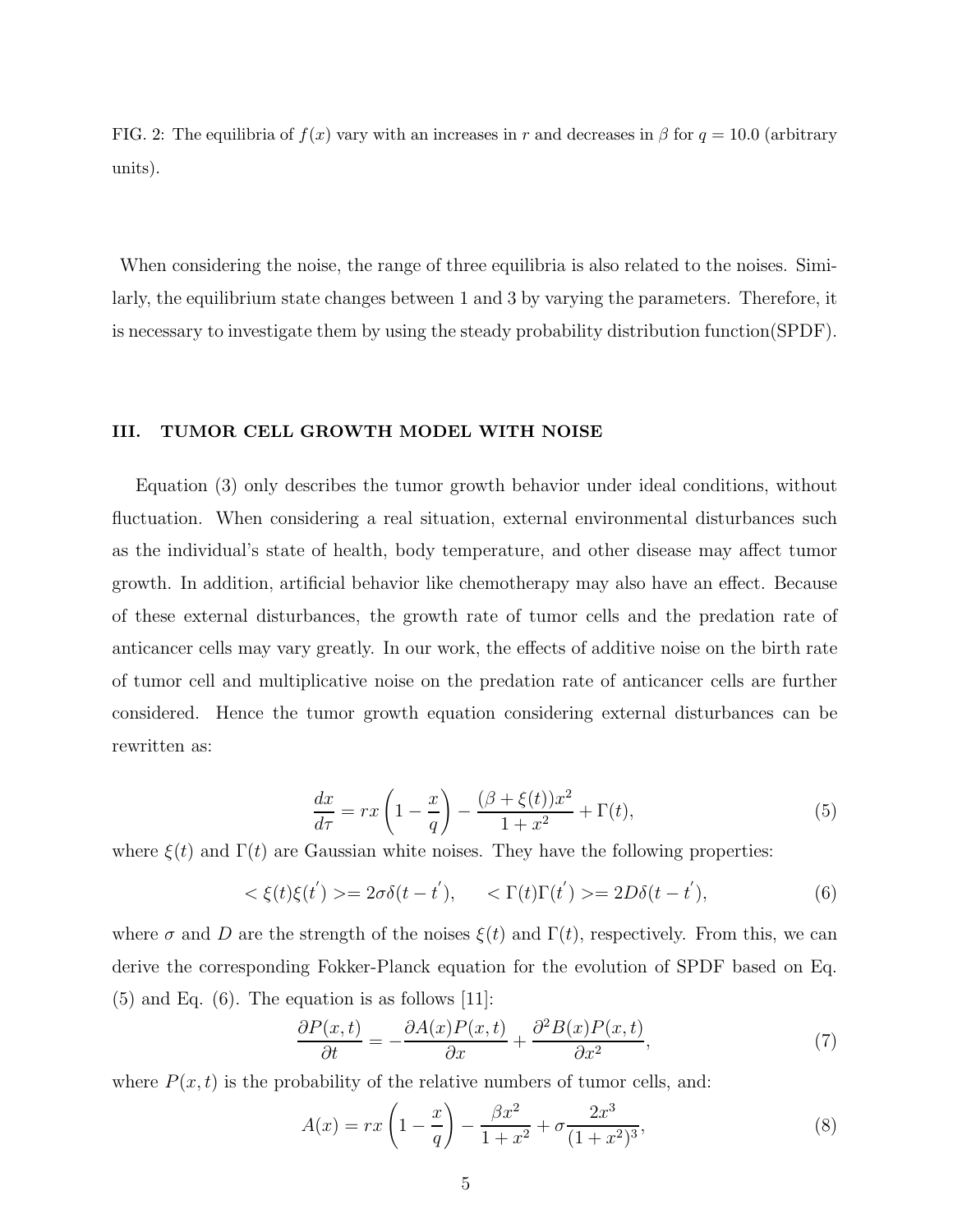FIG. 2: The equilibria of $f(x)$ vary with an increases in $r$ and decreases in $\beta$ for $q = 10.0$ (arbitrary units).

When considering the noise, the range of three equilibria is also related to the noises. Similarly, the equilibrium state changes between 1 and 3 by varying the parameters. Therefore, it is necessary to investigate them by using the steady probability distribution function(SPDF).

## III. TUMOR CELL GROWTH MODEL WITH NOISE

Equation (3) only describes the tumor growth behavior under ideal conditions, without fluctuation. When considering a real situation, external environmental disturbances such as the individual's state of health, body temperature, and other disease may affect tumor growth. In addition, artificial behavior like chemotherapy may also have an effect. Because of these external disturbances, the growth rate of tumor cells and the predation rate of anticancer cells may vary greatly. In our work, the effects of additive noise on the birth rate of tumor cell and multiplicative noise on the predation rate of anticancer cells are further considered. Hence the tumor growth equation considering external disturbances can be rewritten as:

$$\frac{dx}{d\tau} = rx\left(1 - \frac{x}{q}\right) - \frac{(\beta + \xi(t))x^2}{1 + x^2} + \Gamma(t), \tag{5}$$

where $\xi(t)$ and $\Gamma(t)$ are Gaussian white noises. They have the following properties:

$$< \xi(t)\xi(t^{'}) >= 2\sigma\delta(t - t^{'}), \qquad < \Gamma(t)\Gamma(t^{'}) >= 2D\delta(t - t^{'}), \tag{6}$$

where $\sigma$ and $D$ are the strength of the noises $\xi(t)$ and $\Gamma(t)$, respectively. From this, we can derive the corresponding Fokker-Planck equation for the evolution of SPDF based on Eq. (5) and Eq. (6). The equation is as follows [11]:

$$\frac{\partial P(x,t)}{\partial t} = -\frac{\partial A(x)P(x,t)}{\partial x} + \frac{\partial^2 B(x)P(x,t)}{\partial x^2}, \tag{7}$$

where $P(x,t)$ is the probability of the relative numbers of tumor cells, and:

$$A(x) = rx\left(1 - \frac{x}{q}\right) - \frac{\beta x^2}{1 + x^2} + \sigma\frac{2x^3}{(1 + x^2)^3}, \tag{8}$$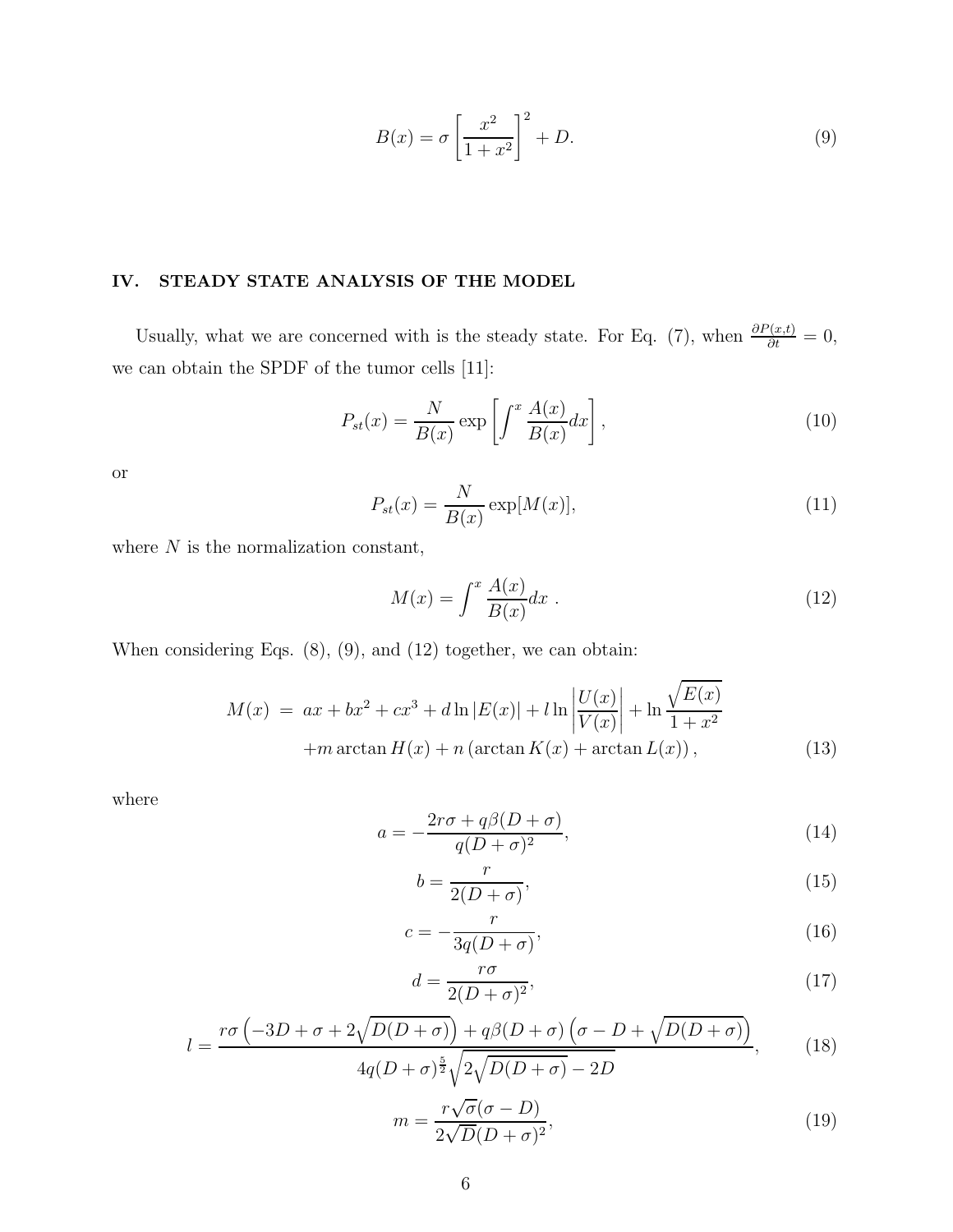$$B(x) = \sigma \left[ \frac{x^2}{1+x^2} \right]^2 + D. \tag{9}$$

## IV. STEADY STATE ANALYSIS OF THE MODEL

Usually, what we are concerned with is the steady state. For Eq. (7), when $\frac{\partial P(x,t)}{\partial t} = 0$, we can obtain the SPDF of the tumor cells [11]:

$$P_{st}(x) = \frac{N}{B(x)} \exp \left[ \int^x \frac{A(x)}{B(x)} dx \right], \tag{10}$$

or

$$P_{st}(x) = \frac{N}{B(x)} \exp[M(x)], \tag{11}$$

where $N$ is the normalization constant,

$$M(x) = \int^x \frac{A(x)}{B(x)} dx \ . \tag{12}$$

When considering Eqs. (8), (9), and (12) together, we can obtain:

$$\begin{aligned} M(x) \ &= \ ax + bx^2 + cx^3 + d \ln |E(x)| + l \ln \left| \frac{U(x)}{V(x)} \right| + \ln \frac{\sqrt{E(x)}}{1+x^2} \\ &+ m \arctan H(x) + n \left( \arctan K(x) + \arctan L(x) \right), \end{aligned} \tag{13}$$

where

$$a = -\frac{2r\sigma + q\beta(D+\sigma)}{q(D+\sigma)^2}, \tag{14}$$

$$b = \frac{r}{2(D+\sigma)}, \tag{15}$$

$$c = -\frac{r}{3q(D+\sigma)}, \tag{16}$$

$$d = \frac{r\sigma}{2(D+\sigma)^2}, \tag{17}$$

$$l = \frac{r\sigma \left( -3D + \sigma + 2\sqrt{D(D+\sigma)} \right) + q\beta(D+\sigma) \left( \sigma - D + \sqrt{D(D+\sigma)} \right)}{4q(D+\sigma)^{\frac{5}{2}} \sqrt{2\sqrt{D(D+\sigma)} - 2D}}, \tag{18}$$

$$m = \frac{r\sqrt{\sigma}(\sigma - D)}{2\sqrt{D}(D+\sigma)^2}, \tag{19}$$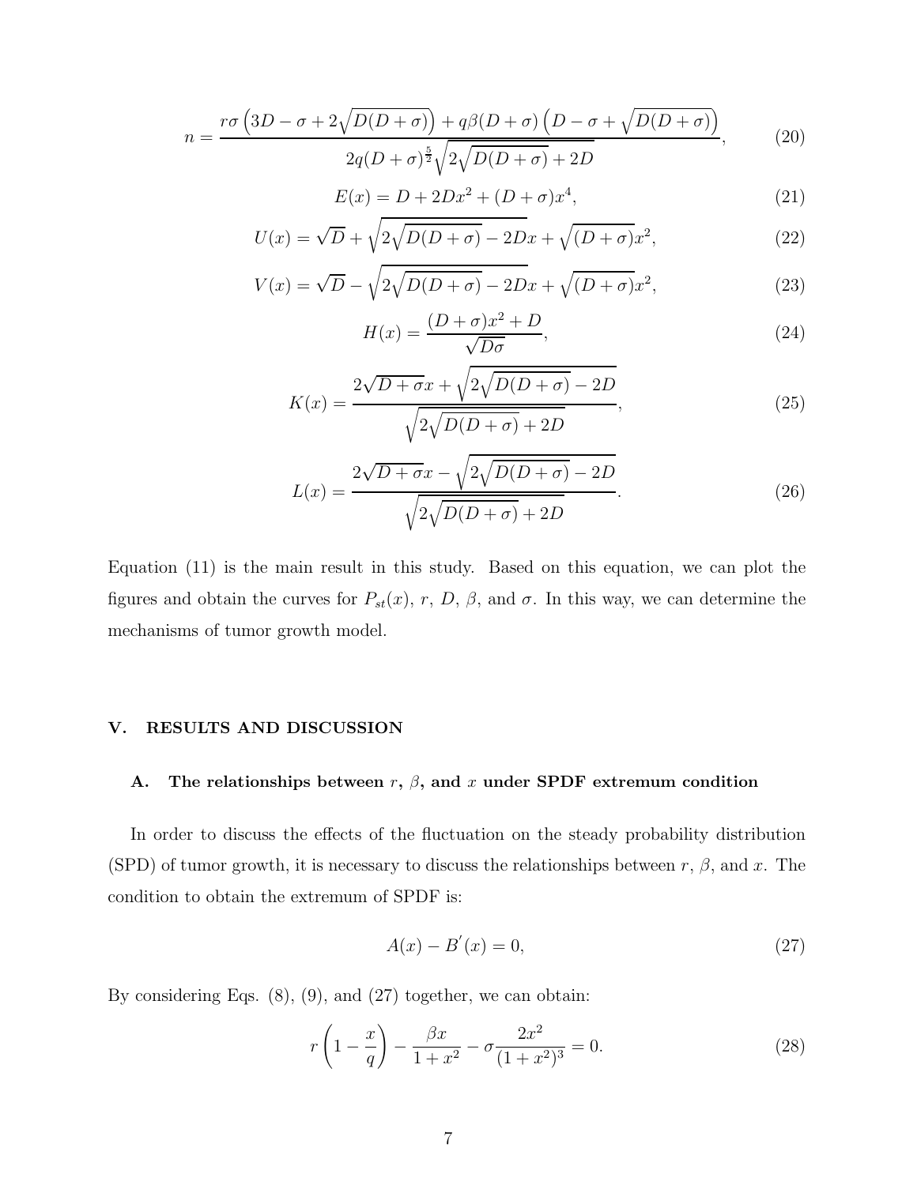$$n = \frac{r\sigma\left(3D - \sigma + 2\sqrt{D(D+\sigma)}\right) + q\beta(D+\sigma)\left(D - \sigma + \sqrt{D(D+\sigma)}\right)}{2q(D+\sigma)^{\frac{5}{2}}\sqrt{2\sqrt{D(D+\sigma)} + 2D}}, \tag{20}$$

$$E(x) = D + 2Dx^2 + (D+\sigma)x^4, \tag{21}$$

$$U(x) = \sqrt{D} + \sqrt{2\sqrt{D(D+\sigma)} - 2D}x + \sqrt{(D+\sigma)}x^2, \tag{22}$$

$$V(x) = \sqrt{D} - \sqrt{2\sqrt{D(D+\sigma)} - 2D}x + \sqrt{(D+\sigma)}x^2, \tag{23}$$

$$H(x) = \frac{(D+\sigma)x^2 + D}{\sqrt{D\sigma}}, \tag{24}$$

$$K(x) = \frac{2\sqrt{D+\sigma}x + \sqrt{2\sqrt{D(D+\sigma)} - 2D}}{\sqrt{2\sqrt{D(D+\sigma)} + 2D}}, \tag{25}$$

$$L(x) = \frac{2\sqrt{D+\sigma}x - \sqrt{2\sqrt{D(D+\sigma)} - 2D}}{\sqrt{2\sqrt{D(D+\sigma)} + 2D}}. \tag{26}$$

Equation (11) is the main result in this study. Based on this equation, we can plot the figures and obtain the curves for $P_{st}(x)$, $r$, $D$, $\beta$, and $\sigma$. In this way, we can determine the mechanisms of tumor growth model.

## V. RESULTS AND DISCUSSION

### A. The relationships between $r$, $\beta$, and $x$ under SPDF extremum condition

In order to discuss the effects of the fluctuation on the steady probability distribution (SPD) of tumor growth, it is necessary to discuss the relationships between $r$, $\beta$, and $x$. The condition to obtain the extremum of SPDF is:

$$A(x) - B^{'}(x) = 0, \tag{27}$$

By considering Eqs. (8), (9), and (27) together, we can obtain:

$$r\left(1 - \frac{x}{q}\right) - \frac{\beta x}{1+x^2} - \sigma\frac{2x^2}{(1+x^2)^3} = 0. \tag{28}$$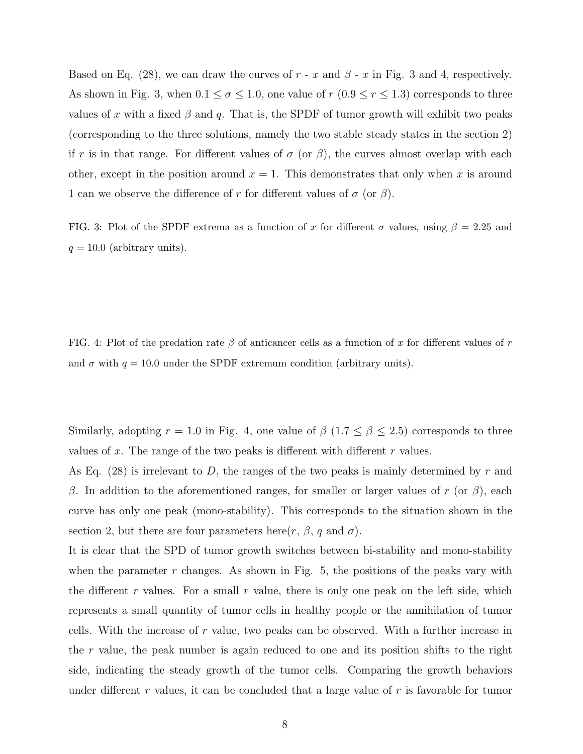Based on Eq. (28), we can draw the curves of $r$ - $x$ and $\beta$ - $x$ in Fig. 3 and 4, respectively. As shown in Fig. 3, when $0.1 \leq \sigma \leq 1.0$, one value of $r$ ($0.9 \leq r \leq 1.3$) corresponds to three values of $x$ with a fixed $\beta$ and $q$. That is, the SPDF of tumor growth will exhibit two peaks (corresponding to the three solutions, namely the two stable steady states in the section 2) if $r$ is in that range. For different values of $\sigma$ (or $\beta$), the curves almost overlap with each other, except in the position around $x = 1$. This demonstrates that only when $x$ is around 1 can we observe the difference of $r$ for different values of $\sigma$ (or $\beta$).

FIG. 3: Plot of the SPDF extrema as a function of $x$ for different $\sigma$ values, using $\beta = 2.25$ and $q = 10.0$ (arbitrary units).

FIG. 4: Plot of the predation rate $\beta$ of anticancer cells as a function of $x$ for different values of $r$ and $\sigma$ with $q = 10.0$ under the SPDF extremum condition (arbitrary units).

Similarly, adopting $r = 1.0$ in Fig. 4, one value of $\beta$ ($1.7 \leq \beta \leq 2.5$) corresponds to three values of $x$. The range of the two peaks is different with different $r$ values.

As Eq. (28) is irrelevant to $D$, the ranges of the two peaks is mainly determined by $r$ and $\beta$. In addition to the aforementioned ranges, for smaller or larger values of $r$ (or $\beta$), each curve has only one peak (mono-stability). This corresponds to the situation shown in the section 2, but there are four parameters here($r$, $\beta$, $q$ and $\sigma$).

It is clear that the SPD of tumor growth switches between bi-stability and mono-stability when the parameter $r$ changes. As shown in Fig. 5, the positions of the peaks vary with the different $r$ values. For a small $r$ value, there is only one peak on the left side, which represents a small quantity of tumor cells in healthy people or the annihilation of tumor cells. With the increase of $r$ value, two peaks can be observed. With a further increase in the $r$ value, the peak number is again reduced to one and its position shifts to the right side, indicating the steady growth of the tumor cells. Comparing the growth behaviors under different $r$ values, it can be concluded that a large value of $r$ is favorable for tumor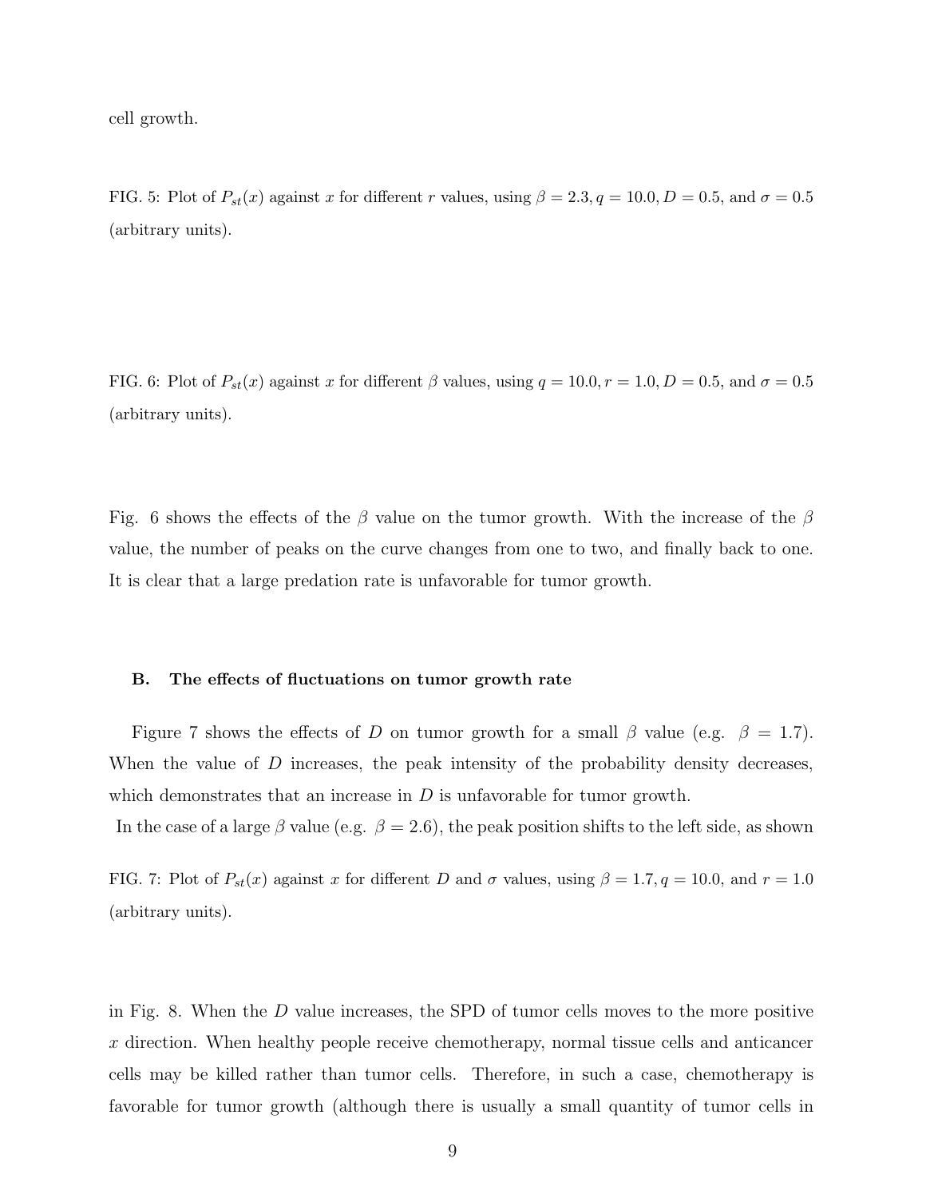cell growth.

FIG. 5: Plot of $P_{st}(x)$ against $x$ for different $r$ values, using $\beta = 2.3, q = 10.0, D = 0.5$, and $\sigma = 0.5$ (arbitrary units).

FIG. 6: Plot of $P_{st}(x)$ against $x$ for different $\beta$ values, using $q = 10.0, r = 1.0, D = 0.5$, and $\sigma = 0.5$ (arbitrary units).

Fig. 6 shows the effects of the $\beta$ value on the tumor growth. With the increase of the $\beta$ value, the number of peaks on the curve changes from one to two, and finally back to one. It is clear that a large predation rate is unfavorable for tumor growth.

### B. The effects of fluctuations on tumor growth rate

Figure 7 shows the effects of $D$ on tumor growth for a small $\beta$ value (e.g. $\beta = 1.7$). When the value of $D$ increases, the peak intensity of the probability density decreases, which demonstrates that an increase in $D$ is unfavorable for tumor growth.

In the case of a large $\beta$ value (e.g. $\beta = 2.6$), the peak position shifts to the left side, as shown

FIG. 7: Plot of $P_{st}(x)$ against $x$ for different $D$ and $\sigma$ values, using $\beta = 1.7, q = 10.0$, and $r = 1.0$ (arbitrary units).

in Fig. 8. When the $D$ value increases, the SPD of tumor cells moves to the more positive $x$ direction. When healthy people receive chemotherapy, normal tissue cells and anticancer cells may be killed rather than tumor cells. Therefore, in such a case, chemotherapy is favorable for tumor growth (although there is usually a small quantity of tumor cells in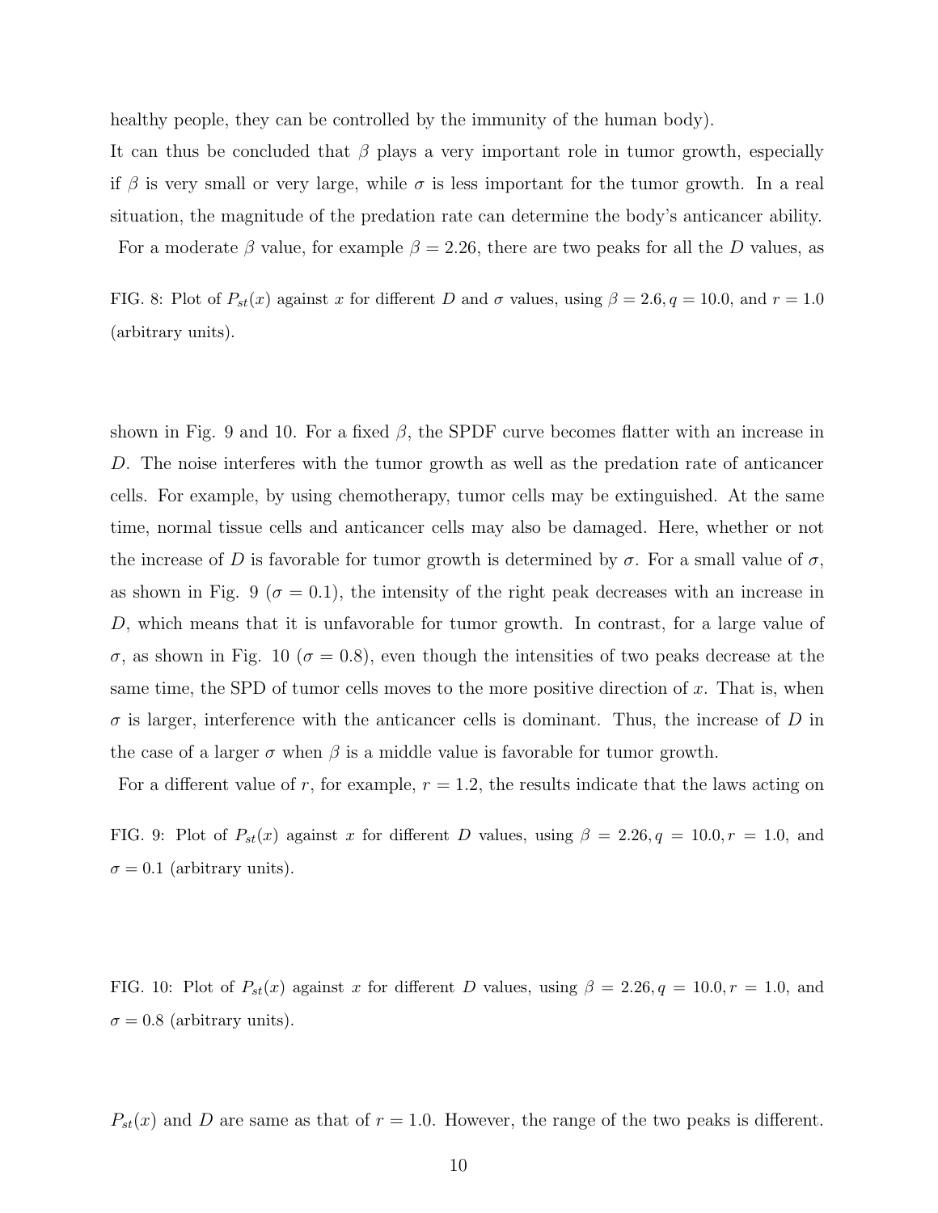healthy people, they can be controlled by the immunity of the human body).

It can thus be concluded that $\beta$ plays a very important role in tumor growth, especially if $\beta$ is very small or very large, while $\sigma$ is less important for the tumor growth. In a real situation, the magnitude of the predation rate can determine the body's anticancer ability.

For a moderate $\beta$ value, for example $\beta = 2.26$, there are two peaks for all the $D$ values, as

FIG. 8: Plot of $P_{st}(x)$ against $x$ for different $D$ and $\sigma$ values, using $\beta = 2.6, q = 10.0$, and $r = 1.0$ (arbitrary units).

shown in Fig. 9 and 10. For a fixed $\beta$, the SPDF curve becomes flatter with an increase in $D$. The noise interferes with the tumor growth as well as the predation rate of anticancer cells. For example, by using chemotherapy, tumor cells may be extinguished. At the same time, normal tissue cells and anticancer cells may also be damaged. Here, whether or not the increase of $D$ is favorable for tumor growth is determined by $\sigma$. For a small value of $\sigma$, as shown in Fig. 9 ($\sigma = 0.1$), the intensity of the right peak decreases with an increase in $D$, which means that it is unfavorable for tumor growth. In contrast, for a large value of $\sigma$, as shown in Fig. 10 ($\sigma = 0.8$), even though the intensities of two peaks decrease at the same time, the SPD of tumor cells moves to the more positive direction of $x$. That is, when $\sigma$ is larger, interference with the anticancer cells is dominant. Thus, the increase of $D$ in the case of a larger $\sigma$ when $\beta$ is a middle value is favorable for tumor growth.

For a different value of $r$, for example, $r = 1.2$, the results indicate that the laws acting on

FIG. 9: Plot of $P_{st}(x)$ against $x$ for different $D$ values, using $\beta = 2.26, q = 10.0, r = 1.0$, and $\sigma = 0.1$ (arbitrary units).

FIG. 10: Plot of $P_{st}(x)$ against $x$ for different $D$ values, using $\beta = 2.26, q = 10.0, r = 1.0$, and $\sigma = 0.8$ (arbitrary units).

$P_{st}(x)$ and $D$ are same as that of $r = 1.0$. However, the range of the two peaks is different.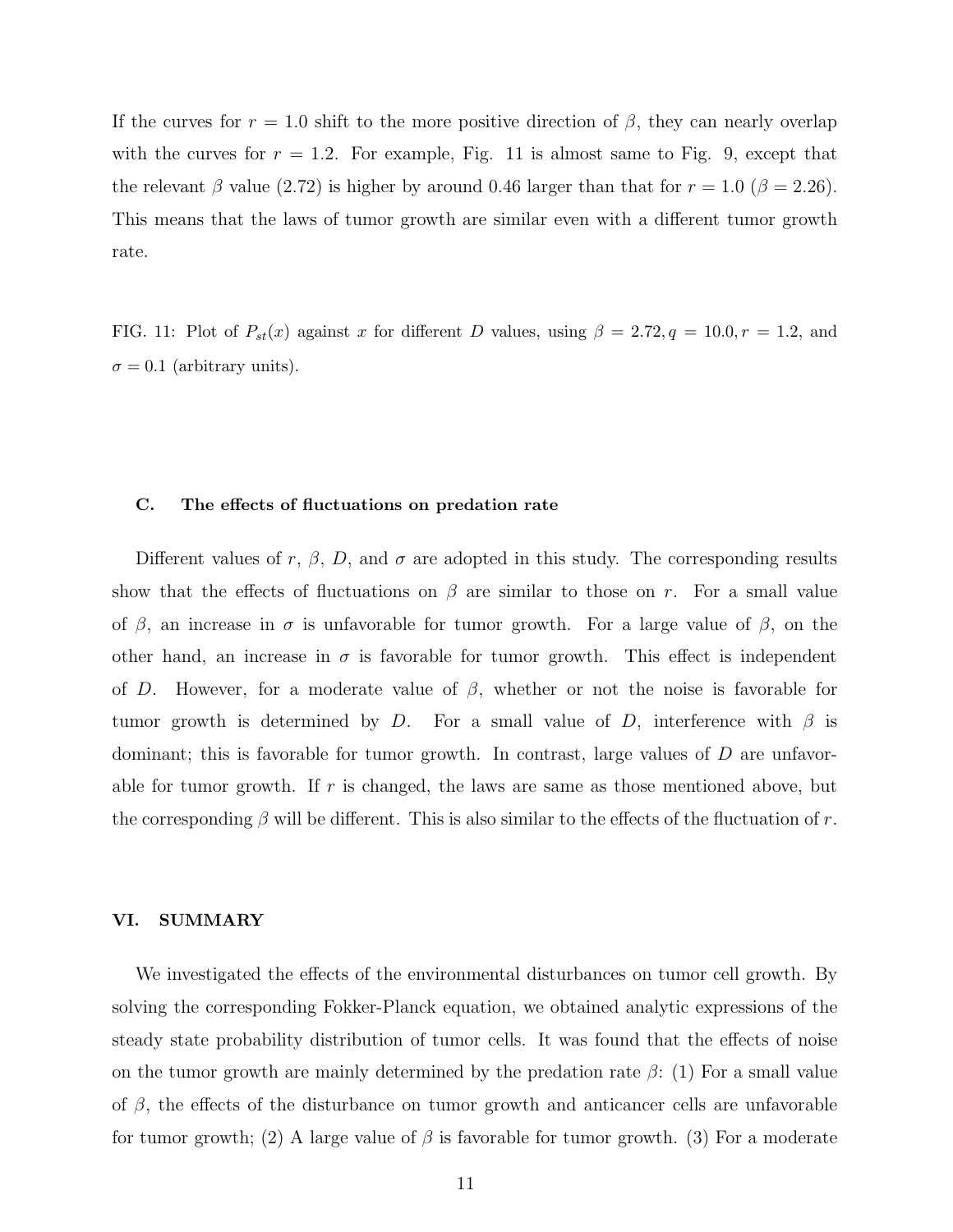If the curves for $r = 1.0$ shift to the more positive direction of $\beta$, they can nearly overlap with the curves for $r = 1.2$. For example, Fig. 11 is almost same to Fig. 9, except that the relevant $\beta$ value (2.72) is higher by around 0.46 larger than that for $r = 1.0$ ($\beta = 2.26$). This means that the laws of tumor growth are similar even with a different tumor growth rate.

FIG. 11: Plot of $P_{st}(x)$ against $x$ for different $D$ values, using $\beta = 2.72, q = 10.0, r = 1.2$, and $\sigma = 0.1$ (arbitrary units).

### C. The effects of fluctuations on predation rate

Different values of $r$, $\beta$, $D$, and $\sigma$ are adopted in this study. The corresponding results show that the effects of fluctuations on $\beta$ are similar to those on $r$. For a small value of $\beta$, an increase in $\sigma$ is unfavorable for tumor growth. For a large value of $\beta$, on the other hand, an increase in $\sigma$ is favorable for tumor growth. This effect is independent of $D$. However, for a moderate value of $\beta$, whether or not the noise is favorable for tumor growth is determined by $D$. For a small value of $D$, interference with $\beta$ is dominant; this is favorable for tumor growth. In contrast, large values of $D$ are unfavorable for tumor growth. If $r$ is changed, the laws are same as those mentioned above, but the corresponding $\beta$ will be different. This is also similar to the effects of the fluctuation of $r$.

## VI. SUMMARY

We investigated the effects of the environmental disturbances on tumor cell growth. By solving the corresponding Fokker-Planck equation, we obtained analytic expressions of the steady state probability distribution of tumor cells. It was found that the effects of noise on the tumor growth are mainly determined by the predation rate $\beta$: (1) For a small value of $\beta$, the effects of the disturbance on tumor growth and anticancer cells are unfavorable for tumor growth; (2) A large value of $\beta$ is favorable for tumor growth. (3) For a moderate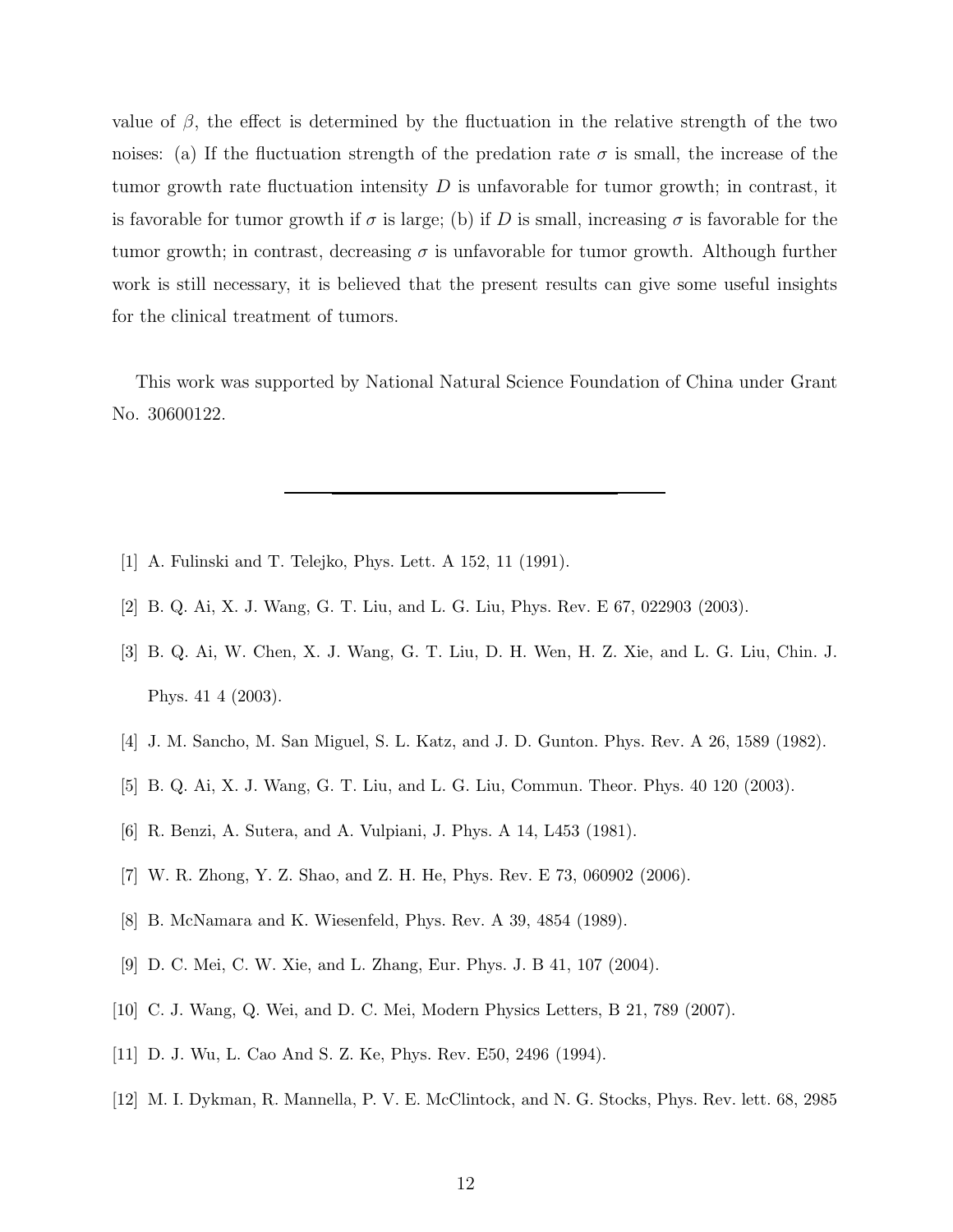value of $\beta$, the effect is determined by the fluctuation in the relative strength of the two noises: (a) If the fluctuation strength of the predation rate $\sigma$ is small, the increase of the tumor growth rate fluctuation intensity $D$ is unfavorable for tumor growth; in contrast, it is favorable for tumor growth if $\sigma$ is large; (b) if $D$ is small, increasing $\sigma$ is favorable for the tumor growth; in contrast, decreasing $\sigma$ is unfavorable for tumor growth. Although further work is still necessary, it is believed that the present results can give some useful insights for the clinical treatment of tumors.

This work was supported by National Natural Science Foundation of China under Grant No. 30600122.

---

[1] A. Fulinski and T. Telejko, Phys. Lett. A 152, 11 (1991).

[2] B. Q. Ai, X. J. Wang, G. T. Liu, and L. G. Liu, Phys. Rev. E 67, 022903 (2003).

[3] B. Q. Ai, W. Chen, X. J. Wang, G. T. Liu, D. H. Wen, H. Z. Xie, and L. G. Liu, Chin. J. Phys. 41 4 (2003).

[4] J. M. Sancho, M. San Miguel, S. L. Katz, and J. D. Gunton. Phys. Rev. A 26, 1589 (1982).

[5] B. Q. Ai, X. J. Wang, G. T. Liu, and L. G. Liu, Commun. Theor. Phys. 40 120 (2003).

[6] R. Benzi, A. Sutera, and A. Vulpiani, J. Phys. A 14, L453 (1981).

[7] W. R. Zhong, Y. Z. Shao, and Z. H. He, Phys. Rev. E 73, 060902 (2006).

[8] B. McNamara and K. Wiesenfeld, Phys. Rev. A 39, 4854 (1989).

[9] D. C. Mei, C. W. Xie, and L. Zhang, Eur. Phys. J. B 41, 107 (2004).

[10] C. J. Wang, Q. Wei, and D. C. Mei, Modern Physics Letters, B 21, 789 (2007).

[11] D. J. Wu, L. Cao And S. Z. Ke, Phys. Rev. E50, 2496 (1994).

[12] M. I. Dykman, R. Mannella, P. V. E. McClintock, and N. G. Stocks, Phys. Rev. lett. 68, 2985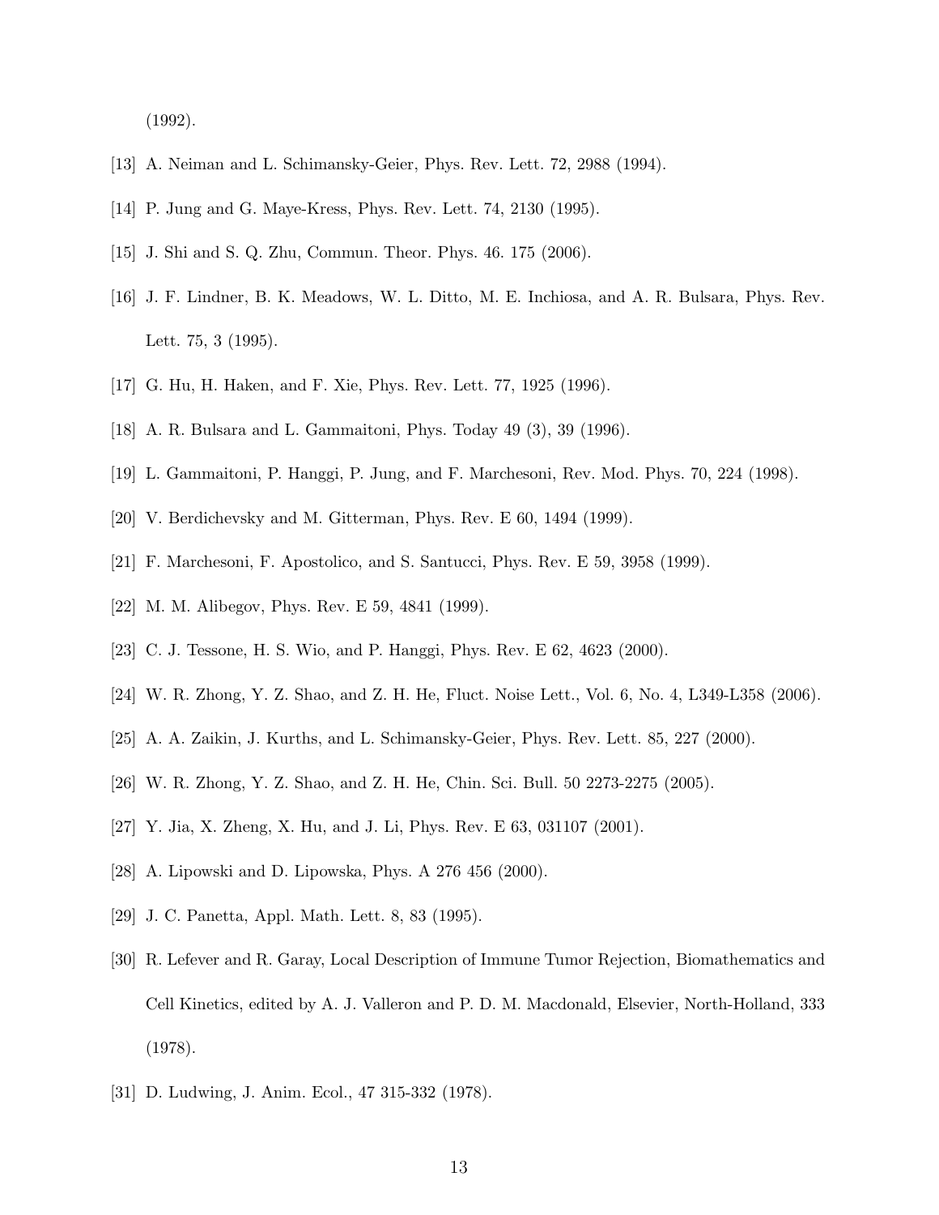(1992).

[13] A. Neiman and L. Schimansky-Geier, Phys. Rev. Lett. 72, 2988 (1994).

[14] P. Jung and G. Maye-Kress, Phys. Rev. Lett. 74, 2130 (1995).

[15] J. Shi and S. Q. Zhu, Commun. Theor. Phys. 46. 175 (2006).

[16] J. F. Lindner, B. K. Meadows, W. L. Ditto, M. E. Inchiosa, and A. R. Bulsara, Phys. Rev. Lett. 75, 3 (1995).

[17] G. Hu, H. Haken, and F. Xie, Phys. Rev. Lett. 77, 1925 (1996).

[18] A. R. Bulsara and L. Gammaitoni, Phys. Today 49 (3), 39 (1996).

[19] L. Gammaitoni, P. Hanggi, P. Jung, and F. Marchesoni, Rev. Mod. Phys. 70, 224 (1998).

[20] V. Berdichevsky and M. Gitterman, Phys. Rev. E 60, 1494 (1999).

[21] F. Marchesoni, F. Apostolico, and S. Santucci, Phys. Rev. E 59, 3958 (1999).

[22] M. M. Alibegov, Phys. Rev. E 59, 4841 (1999).

[23] C. J. Tessone, H. S. Wio, and P. Hanggi, Phys. Rev. E 62, 4623 (2000).

[24] W. R. Zhong, Y. Z. Shao, and Z. H. He, Fluct. Noise Lett., Vol. 6, No. 4, L349-L358 (2006).

[25] A. A. Zaikin, J. Kurths, and L. Schimansky-Geier, Phys. Rev. Lett. 85, 227 (2000).

[26] W. R. Zhong, Y. Z. Shao, and Z. H. He, Chin. Sci. Bull. 50 2273-2275 (2005).

[27] Y. Jia, X. Zheng, X. Hu, and J. Li, Phys. Rev. E 63, 031107 (2001).

[28] A. Lipowski and D. Lipowska, Phys. A 276 456 (2000).

[29] J. C. Panetta, Appl. Math. Lett. 8, 83 (1995).

[30] R. Lefever and R. Garay, Local Description of Immune Tumor Rejection, Biomathematics and Cell Kinetics, edited by A. J. Valleron and P. D. M. Macdonald, Elsevier, North-Holland, 333 (1978).

[31] D. Ludwing, J. Anim. Ecol., 47 315-332 (1978).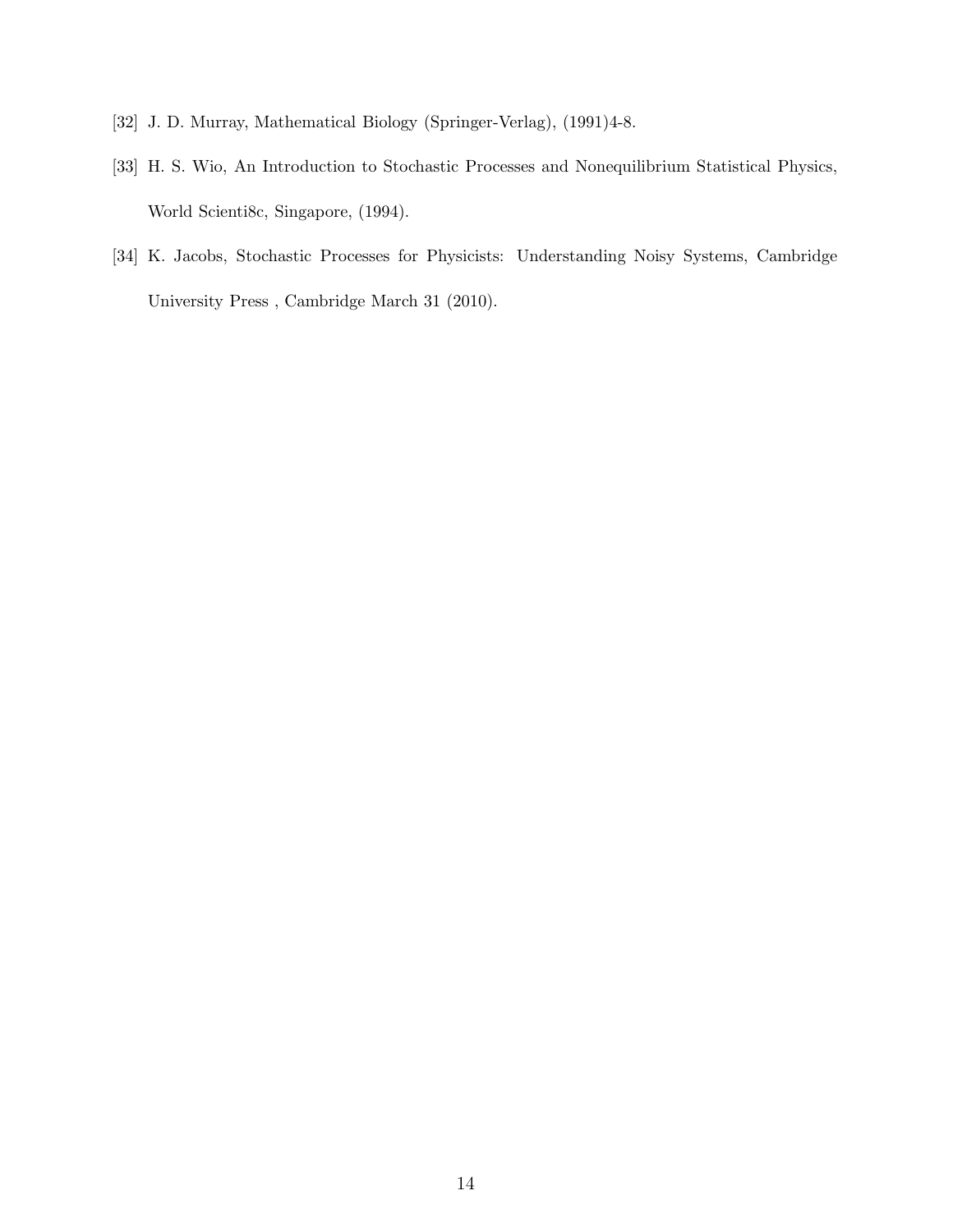[32] J. D. Murray, Mathematical Biology (Springer-Verlag), (1991)4-8.

[33] H. S. Wio, An Introduction to Stochastic Processes and Nonequilibrium Statistical Physics, World Scienti8c, Singapore, (1994).

[34] K. Jacobs, Stochastic Processes for Physicists: Understanding Noisy Systems, Cambridge University Press , Cambridge March 31 (2010).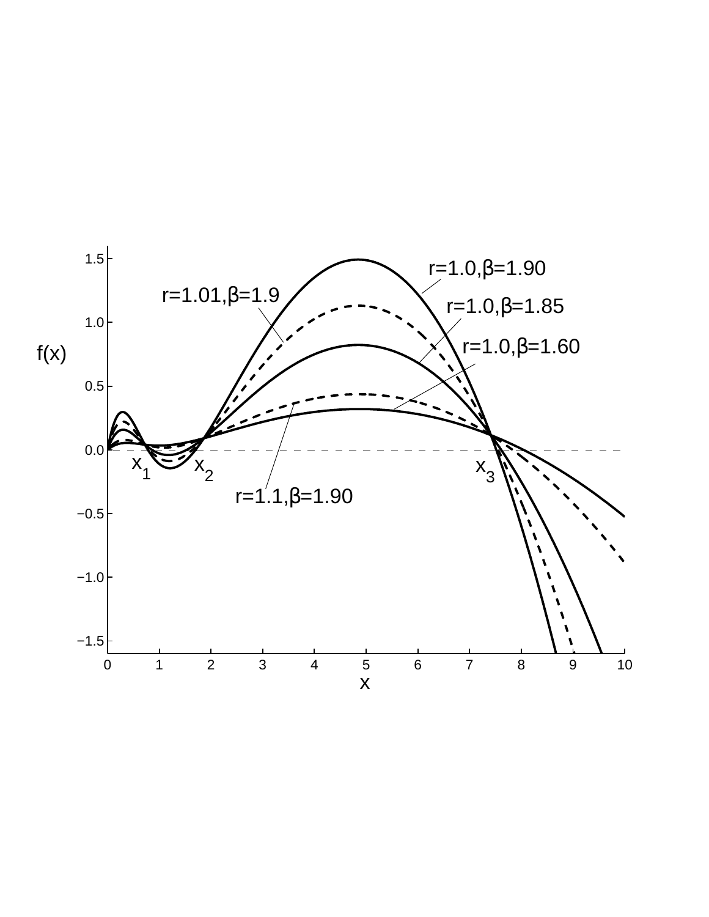f(x)

r=1.0,β=1.90

r=1.01,β=1.9

r=1.0,β=1.85

r=1.0,β=1.60

r=1.1,β=1.90

$x_1$ $x_2$ $x_3$

x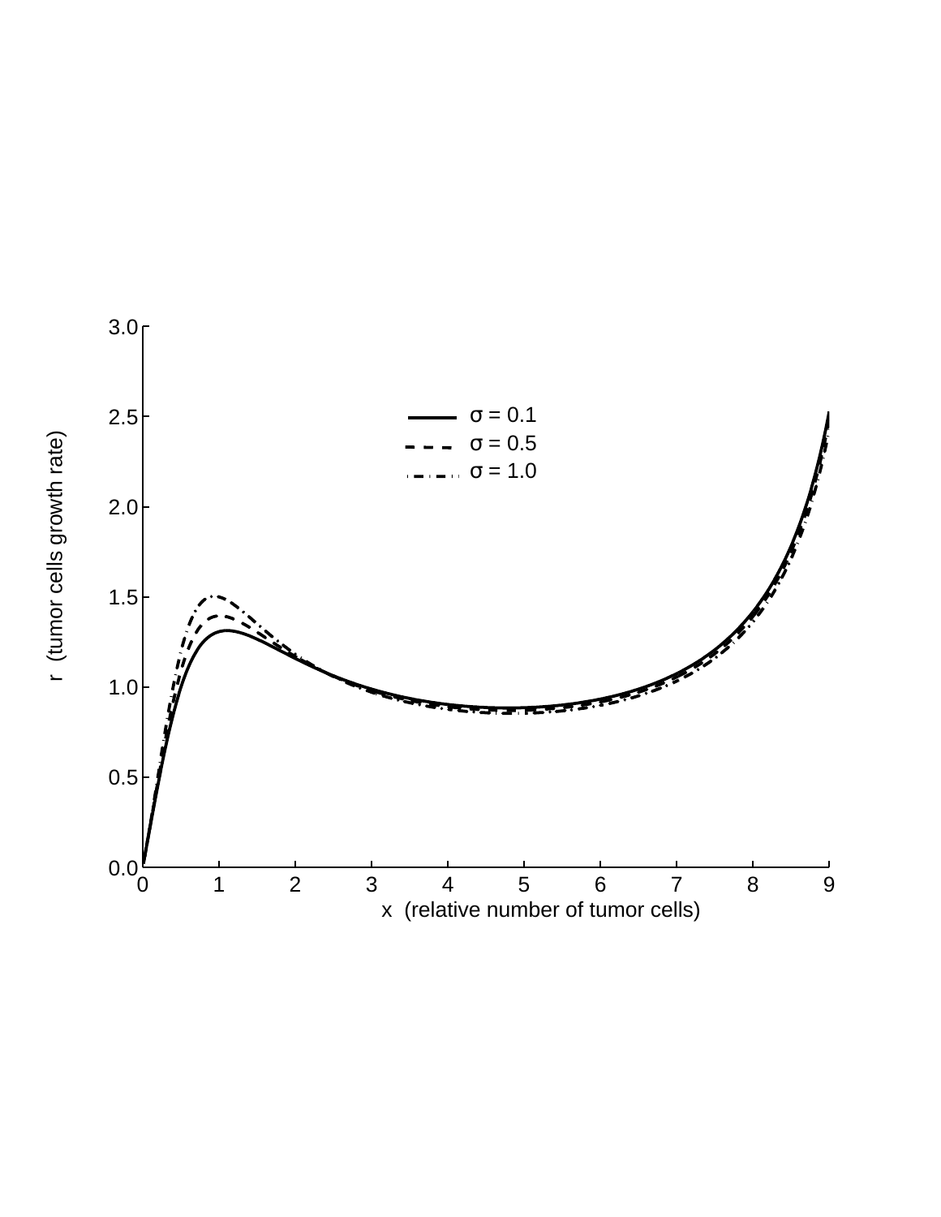σ = 0.1

σ = 0.5

σ = 1.0

r (tumor cells growth rate)

x (relative number of tumor cells)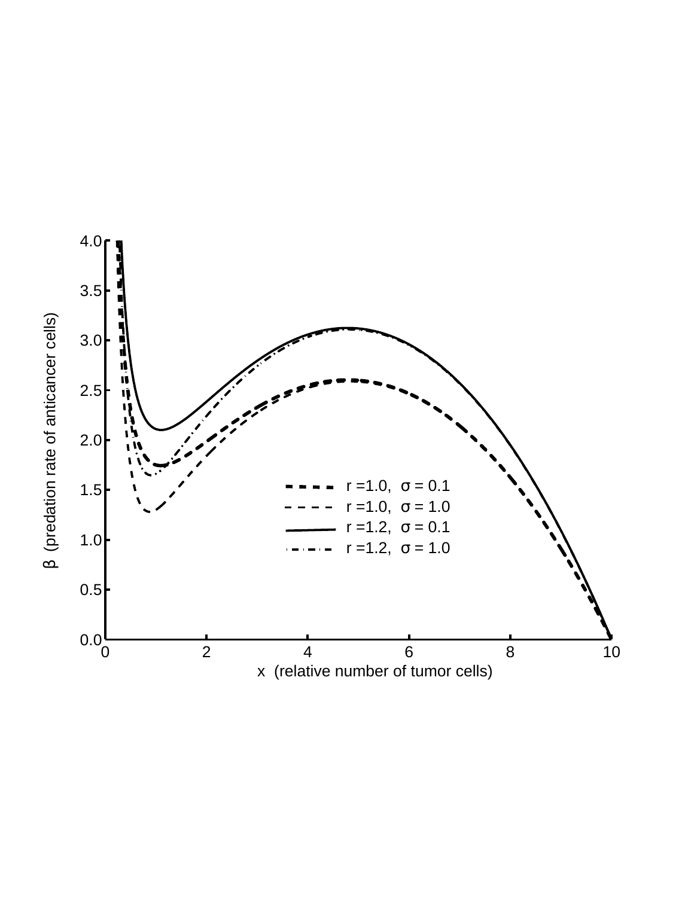β (predation rate of anticancer cells)

x (relative number of tumor cells)

- r = 1.0, σ = 0.1
- r = 1.0, σ = 1.0
- r = 1.2, σ = 0.1
- r = 1.2, σ = 1.0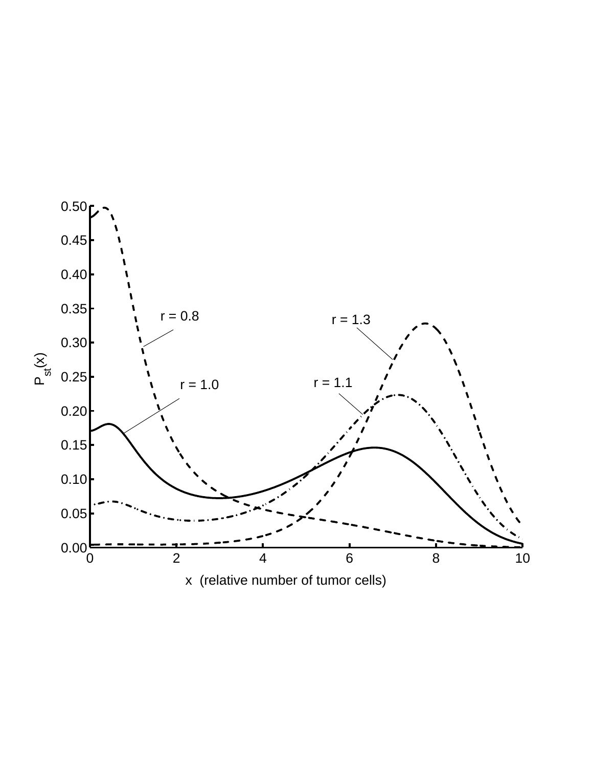r = 0.8

r = 1.3

r = 1.1

r = 1.0

$P_{st}(x)$

x (relative number of tumor cells)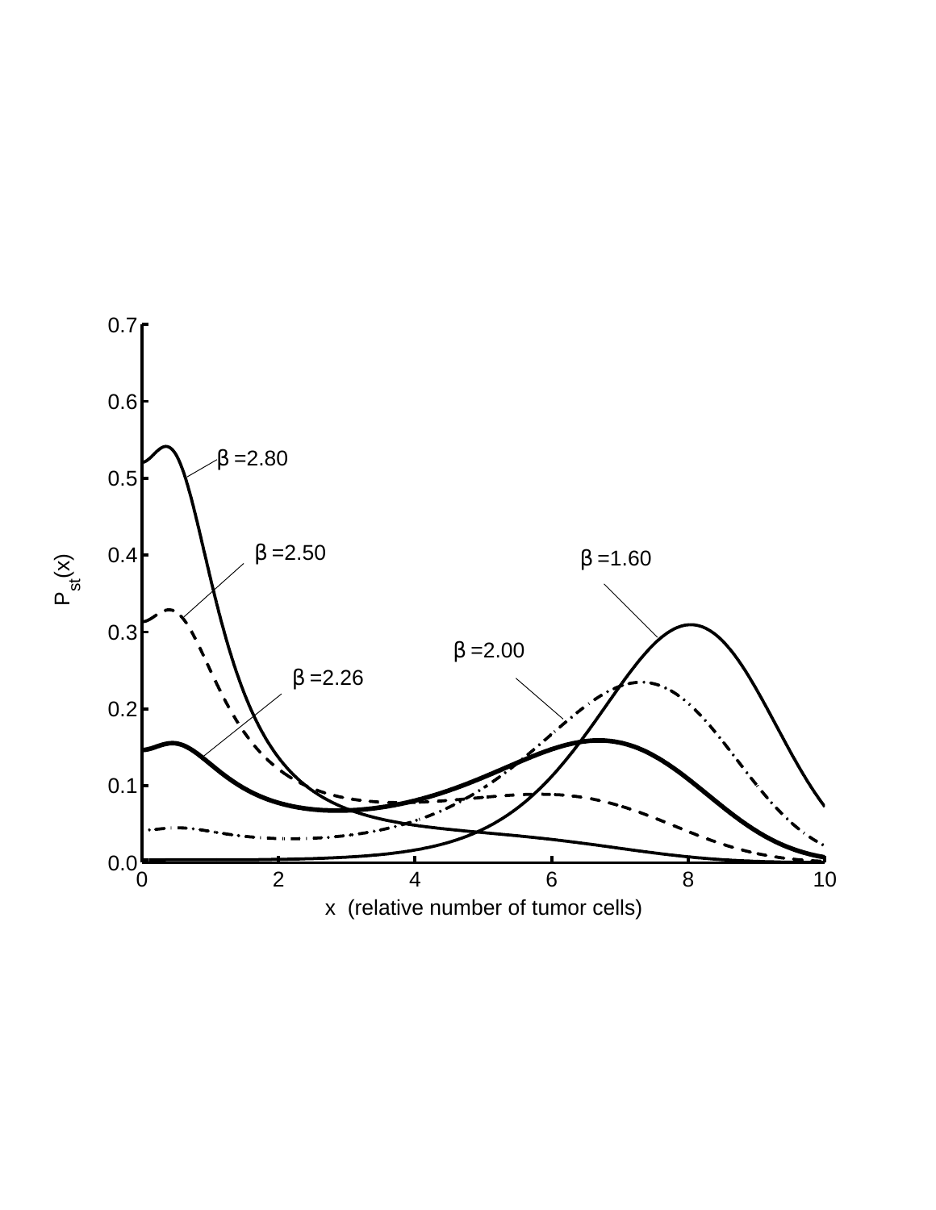$\beta = 2.80$

$\beta = 2.50$

$\beta = 1.60$

$\beta = 2.00$

$\beta = 2.26$

$P_{st}(x)$

x (relative number of tumor cells)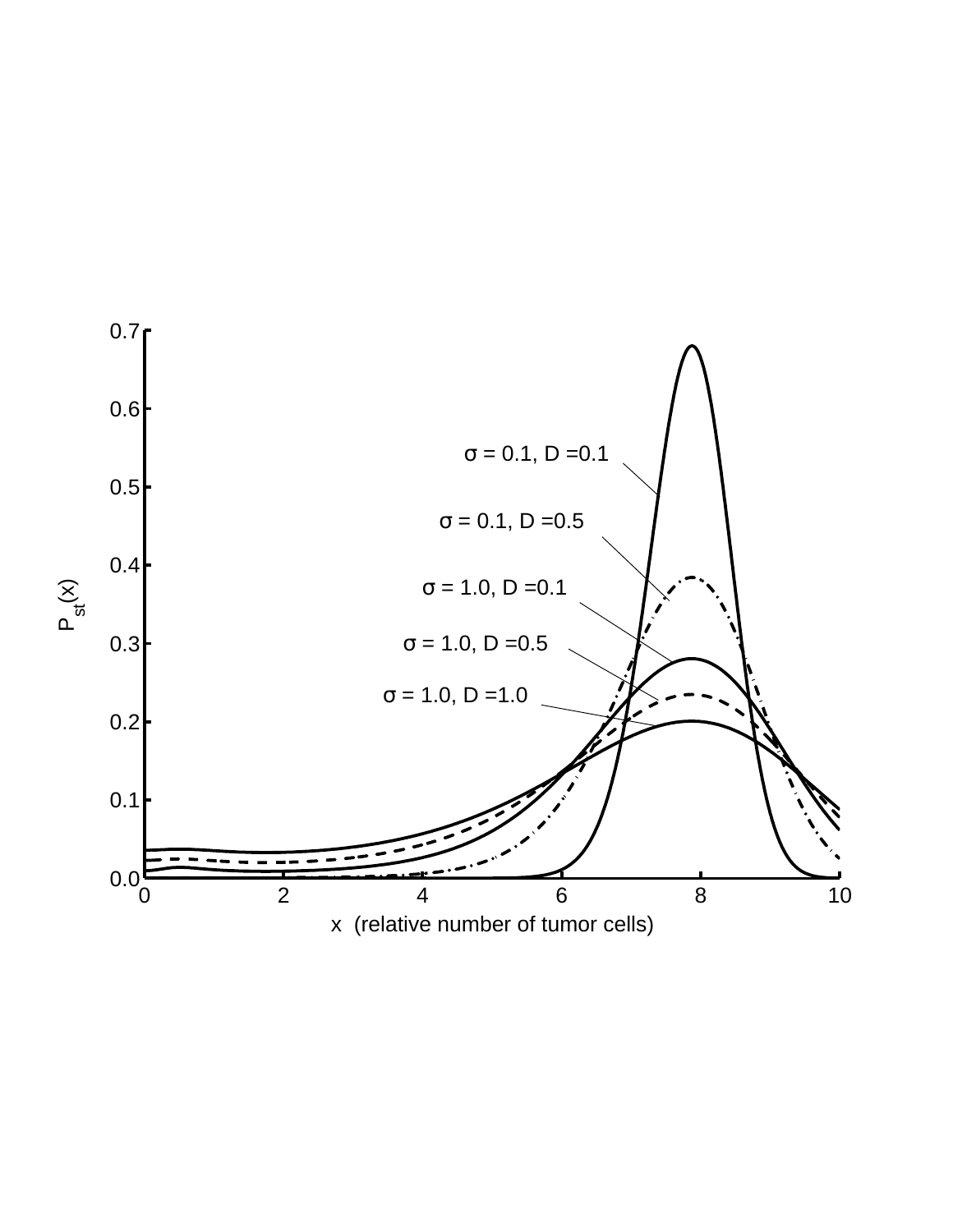σ = 0.1, D =0.1

σ = 0.1, D =0.5

σ = 1.0, D =0.1

σ = 1.0, D =0.5

σ = 1.0, D =1.0

$P_{st}(x)$

x (relative number of tumor cells)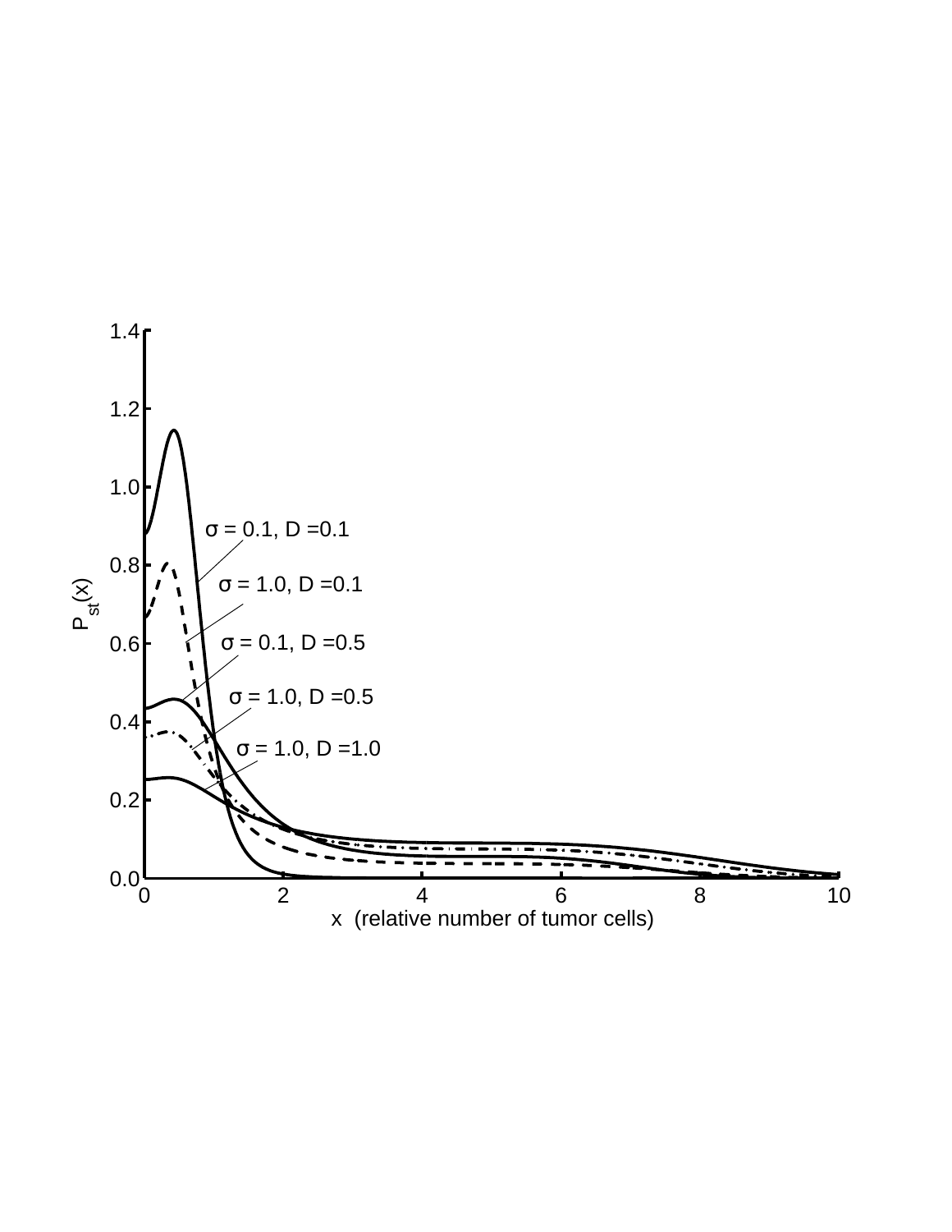σ = 0.1, D =0.1

σ = 1.0, D =0.1

σ = 0.1, D =0.5

σ = 1.0, D =0.5

σ = 1.0, D =1.0

$P_{st}(x)$

x (relative number of tumor cells)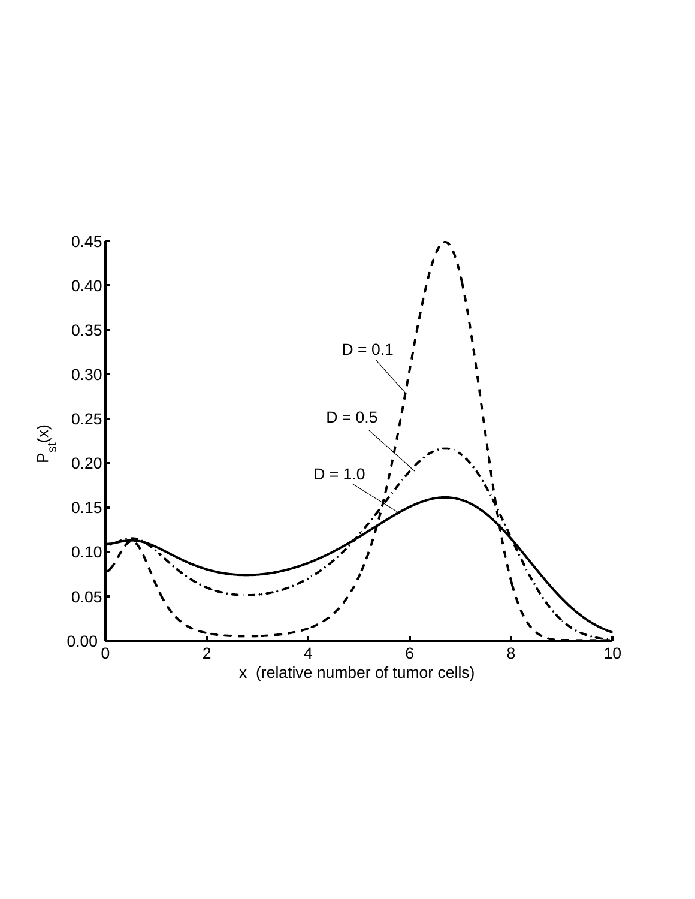$P_{st}(x)$

D = 0.1

D = 0.5

D = 1.0

x (relative number of tumor cells)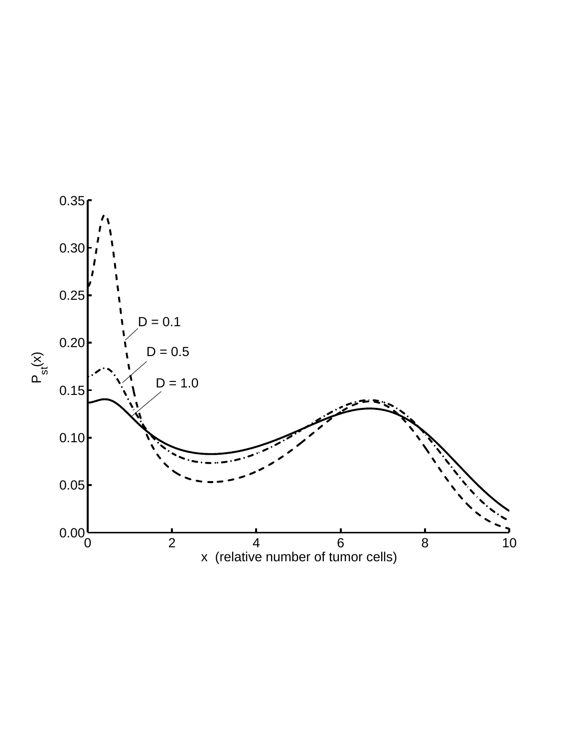D = 0.1

D = 0.5

D = 1.0

$P_{st}(x)$

x (relative number of tumor cells)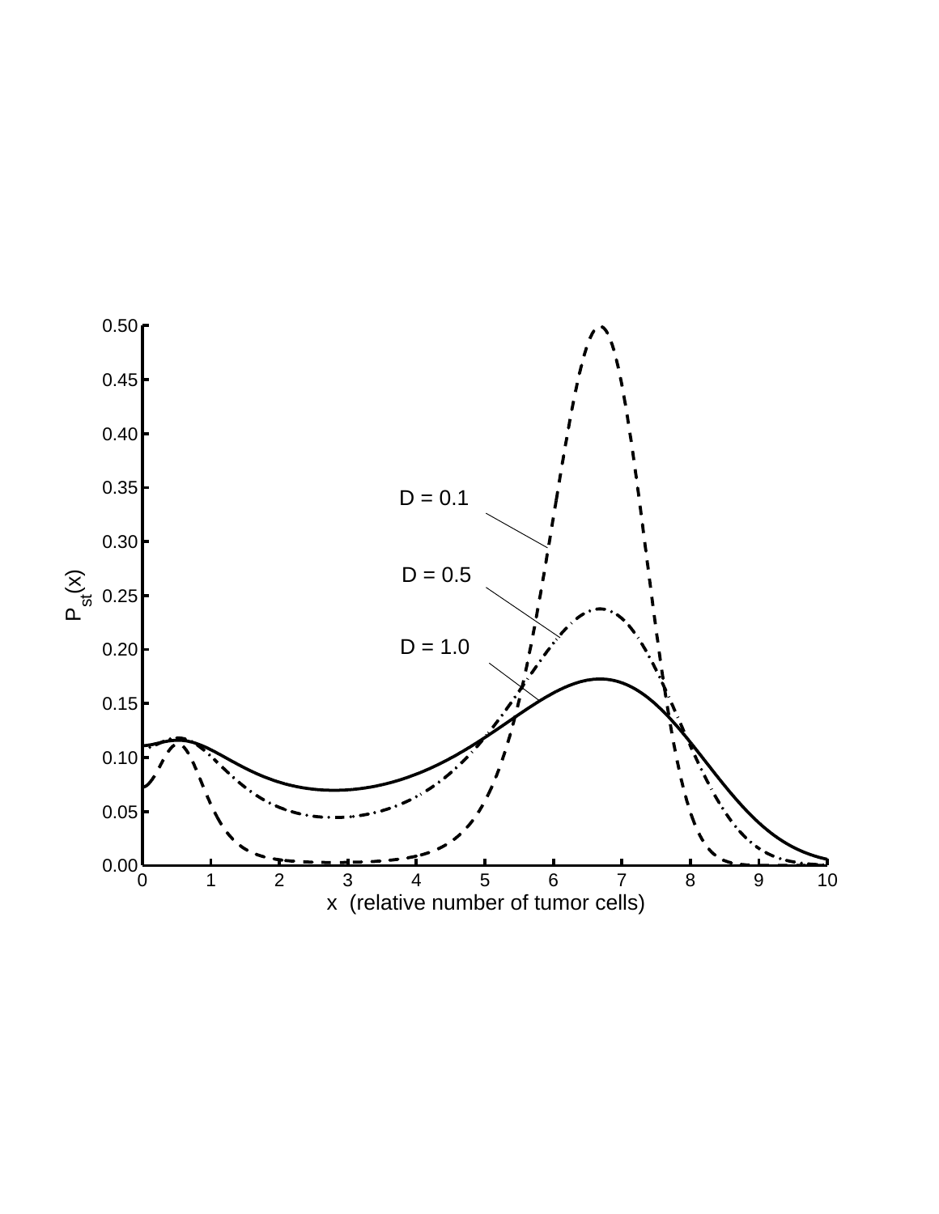0.50
0.45
0.40
0.35
0.30
0.25
0.20
0.15
0.10
0.05
0.00

$P_{st}(x)$

D = 0.1

D = 0.5

D = 1.0

0 1 2 3 4 5 6 7 8 9 10

x (relative number of tumor cells)